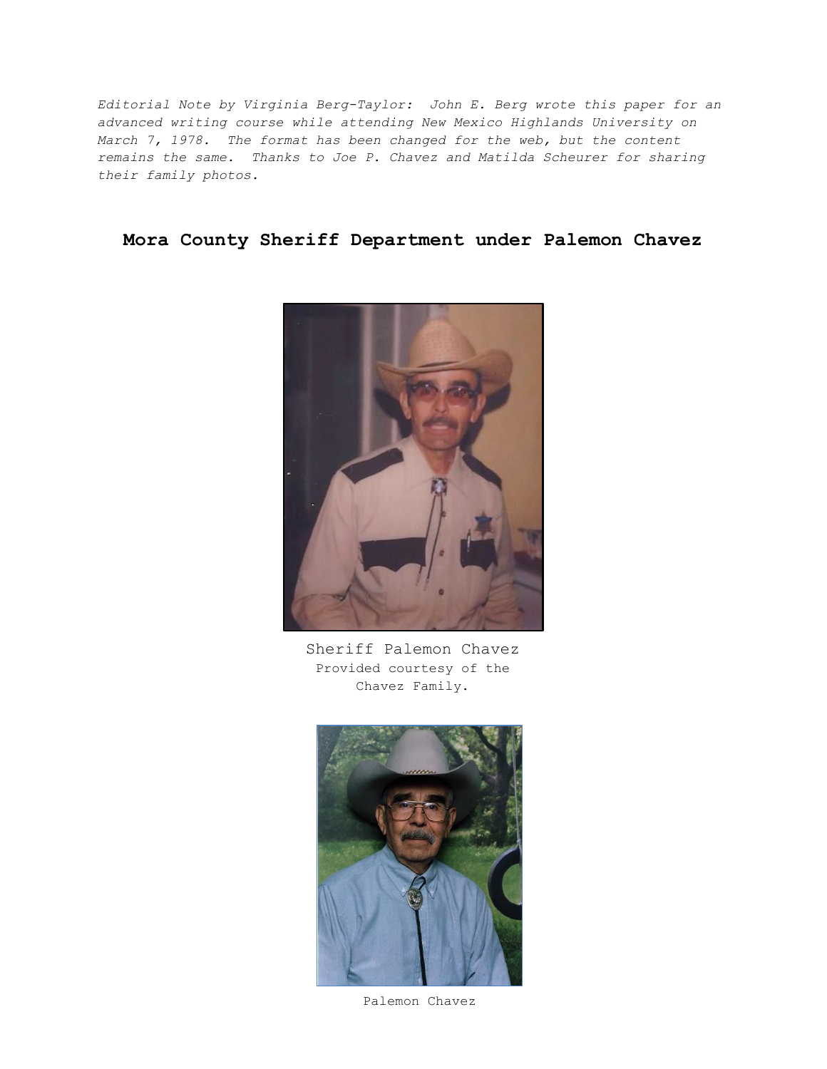*Editorial Note by Virginia Berg-Taylor: John E. Berg wrote this paper for an advanced writing course while attending New Mexico Highlands University on March 7, 1978. The format has been changed for the web, but the content remains the same. Thanks to Joe P. Chavez and Matilda Scheurer for sharing their family photos.*

# Mora County Sheriff Department under Palemon Chavez

Sheriff Palemon Chavez
Provided courtesy of the Chavez Family.

Palemon Chavez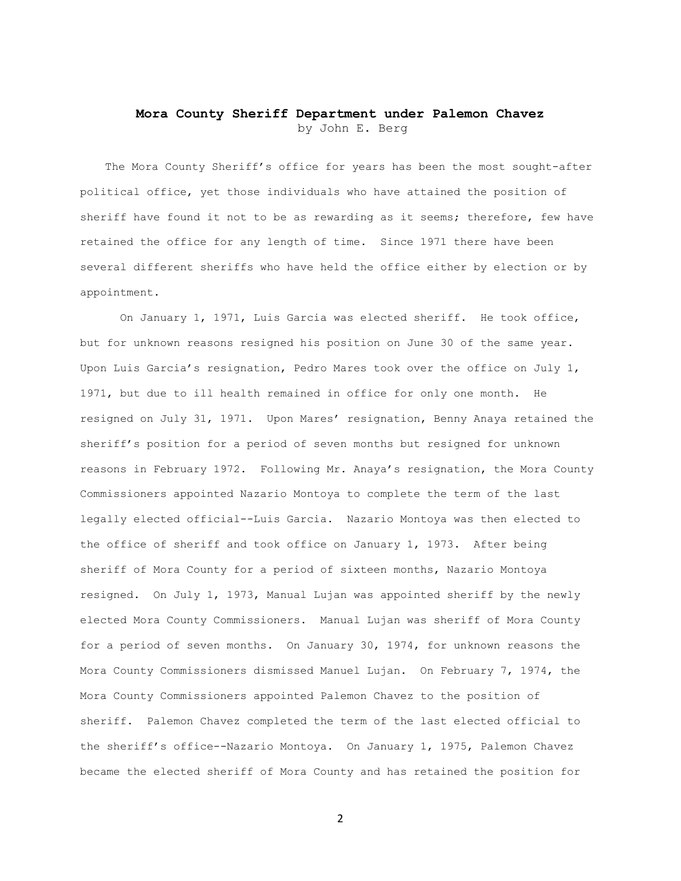# Mora County Sheriff Department under Palemon Chavez

by John E. Berg

The Mora County Sheriff's office for years has been the most sought-after political office, yet those individuals who have attained the position of sheriff have found it not to be as rewarding as it seems; therefore, few have retained the office for any length of time. Since 1971 there have been several different sheriffs who have held the office either by election or by appointment.

On January 1, 1971, Luis Garcia was elected sheriff. He took office, but for unknown reasons resigned his position on June 30 of the same year. Upon Luis Garcia's resignation, Pedro Mares took over the office on July 1, 1971, but due to ill health remained in office for only one month. He resigned on July 31, 1971. Upon Mares' resignation, Benny Anaya retained the sheriff's position for a period of seven months but resigned for unknown reasons in February 1972. Following Mr. Anaya's resignation, the Mora County Commissioners appointed Nazario Montoya to complete the term of the last legally elected official--Luis Garcia. Nazario Montoya was then elected to the office of sheriff and took office on January 1, 1973. After being sheriff of Mora County for a period of sixteen months, Nazario Montoya resigned. On July 1, 1973, Manual Lujan was appointed sheriff by the newly elected Mora County Commissioners. Manual Lujan was sheriff of Mora County for a period of seven months. On January 30, 1974, for unknown reasons the Mora County Commissioners dismissed Manuel Lujan. On February 7, 1974, the Mora County Commissioners appointed Palemon Chavez to the position of sheriff. Palemon Chavez completed the term of the last elected official to the sheriff's office--Nazario Montoya. On January 1, 1975, Palemon Chavez became the elected sheriff of Mora County and has retained the position for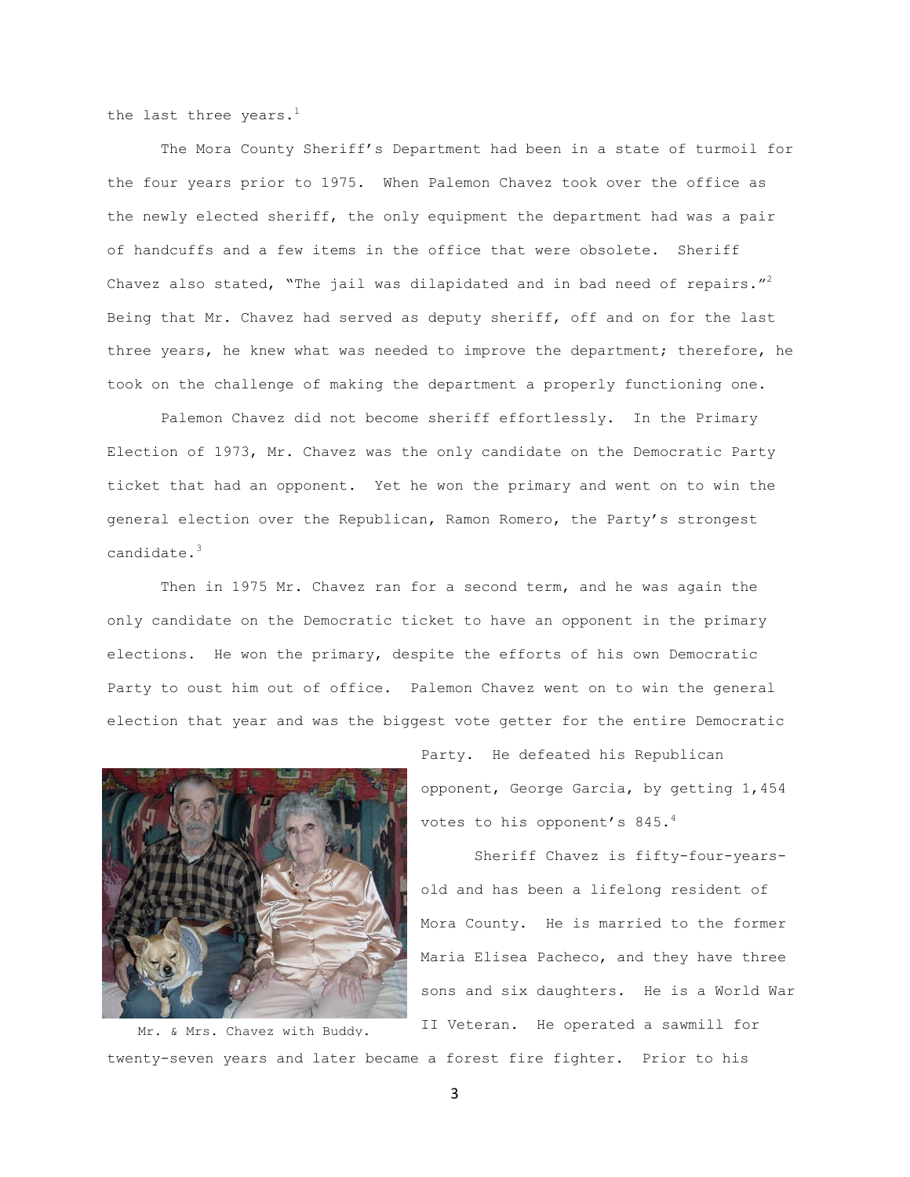the last three years.[1]

The Mora County Sheriff's Department had been in a state of turmoil for the four years prior to 1975. When Palemon Chavez took over the office as the newly elected sheriff, the only equipment the department had was a pair of handcuffs and a few items in the office that were obsolete. Sheriff Chavez also stated, "The jail was dilapidated and in bad need of repairs."[2] Being that Mr. Chavez had served as deputy sheriff, off and on for the last three years, he knew what was needed to improve the department; therefore, he took on the challenge of making the department a properly functioning one.

Palemon Chavez did not become sheriff effortlessly. In the Primary Election of 1973, Mr. Chavez was the only candidate on the Democratic Party ticket that had an opponent. Yet he won the primary and went on to win the general election over the Republican, Ramon Romero, the Party's strongest candidate.[3]

Then in 1975 Mr. Chavez ran for a second term, and he was again the only candidate on the Democratic ticket to have an opponent in the primary elections. He won the primary, despite the efforts of his own Democratic Party to oust him out of office. Palemon Chavez went on to win the general election that year and was the biggest vote getter for the entire Democratic Party. He defeated his Republican opponent, George Garcia, by getting 1,454 votes to his opponent's 845.[4]

Mr. & Mrs. Chavez with Buddy.

Sheriff Chavez is fifty-four-years-old and has been a lifelong resident of Mora County. He is married to the former Maria Elisea Pacheco, and they have three sons and six daughters. He is a World War II Veteran. He operated a sawmill for twenty-seven years and later became a forest fire fighter. Prior to his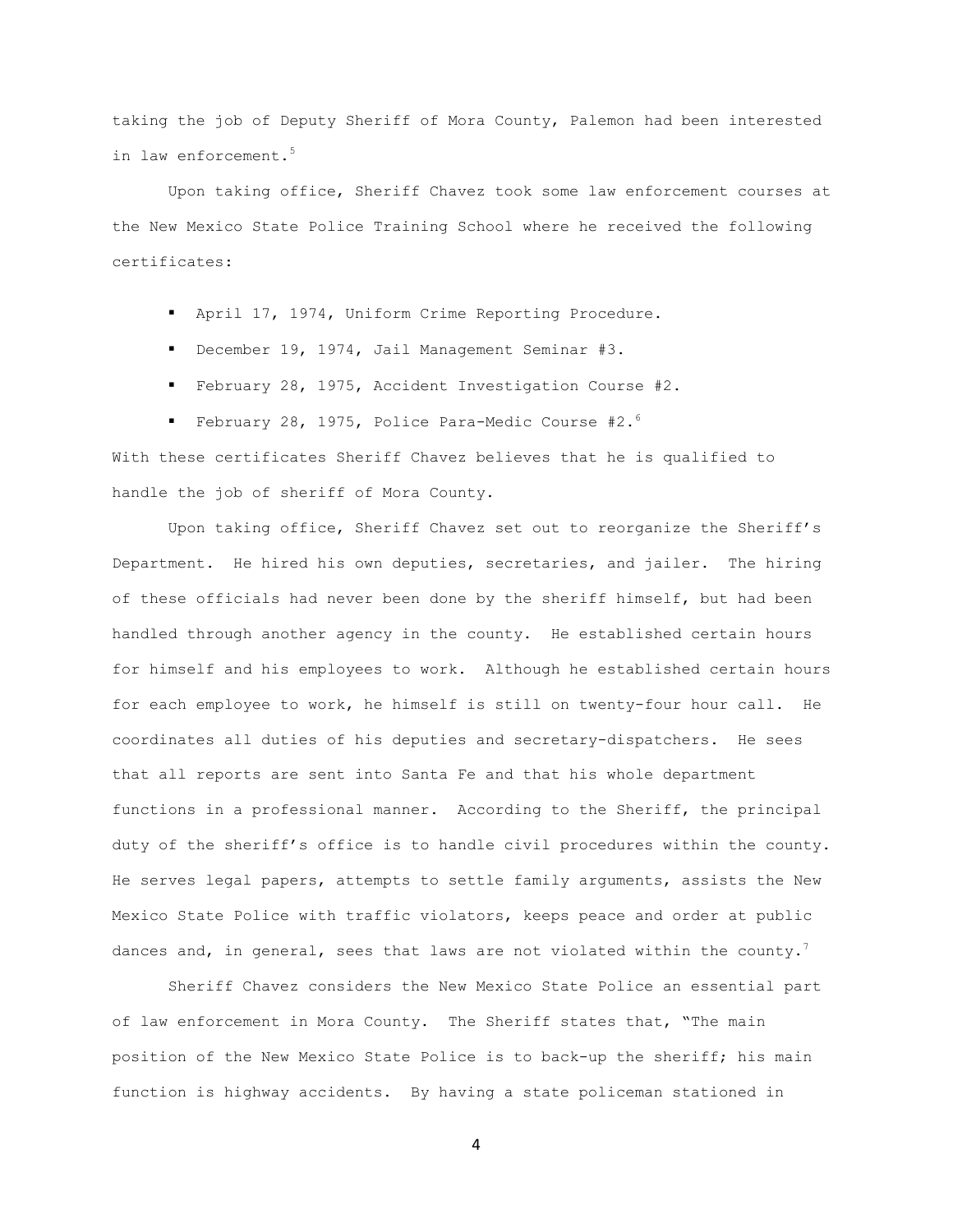taking the job of Deputy Sheriff of Mora County, Palemon had been interested in law enforcement.[5]

Upon taking office, Sheriff Chavez took some law enforcement courses at the New Mexico State Police Training School where he received the following certificates:

- April 17, 1974, Uniform Crime Reporting Procedure.
- December 19, 1974, Jail Management Seminar #3.
- February 28, 1975, Accident Investigation Course #2.
- February 28, 1975, Police Para-Medic Course #2.[6]

With these certificates Sheriff Chavez believes that he is qualified to handle the job of sheriff of Mora County.

Upon taking office, Sheriff Chavez set out to reorganize the Sheriff's Department. He hired his own deputies, secretaries, and jailer. The hiring of these officials had never been done by the sheriff himself, but had been handled through another agency in the county. He established certain hours for himself and his employees to work. Although he established certain hours for each employee to work, he himself is still on twenty-four hour call. He coordinates all duties of his deputies and secretary-dispatchers. He sees that all reports are sent into Santa Fe and that his whole department functions in a professional manner. According to the Sheriff, the principal duty of the sheriff's office is to handle civil procedures within the county. He serves legal papers, attempts to settle family arguments, assists the New Mexico State Police with traffic violators, keeps peace and order at public dances and, in general, sees that laws are not violated within the county.[7]

Sheriff Chavez considers the New Mexico State Police an essential part of law enforcement in Mora County. The Sheriff states that, "The main position of the New Mexico State Police is to back-up the sheriff; his main function is highway accidents. By having a state policeman stationed in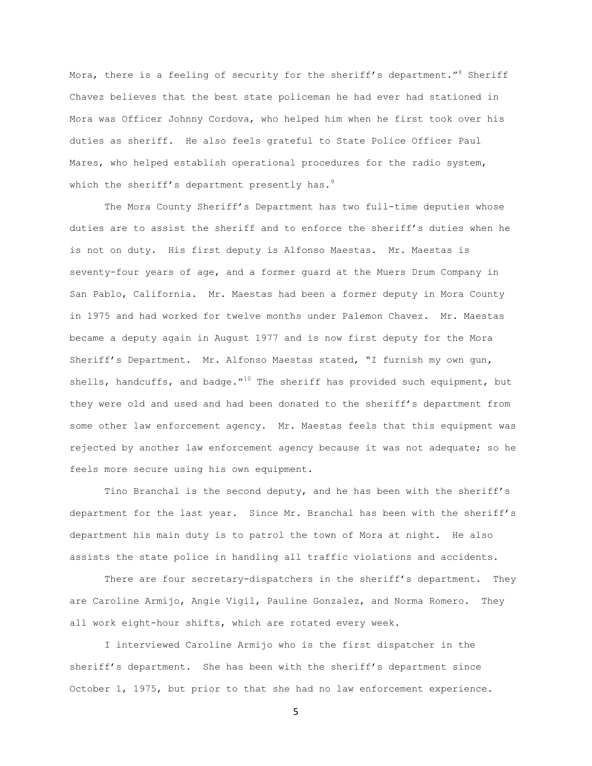Mora, there is a feeling of security for the sheriff's department."[8] Sheriff Chavez believes that the best state policeman he had ever had stationed in Mora was Officer Johnny Cordova, who helped him when he first took over his duties as sheriff. He also feels grateful to State Police Officer Paul Mares, who helped establish operational procedures for the radio system, which the sheriff's department presently has.[9]

The Mora County Sheriff's Department has two full-time deputies whose duties are to assist the sheriff and to enforce the sheriff's duties when he is not on duty. His first deputy is Alfonso Maestas. Mr. Maestas is seventy-four years of age, and a former guard at the Muers Drum Company in San Pablo, California. Mr. Maestas had been a former deputy in Mora County in 1975 and had worked for twelve months under Palemon Chavez. Mr. Maestas became a deputy again in August 1977 and is now first deputy for the Mora Sheriff's Department. Mr. Alfonso Maestas stated, "I furnish my own gun, shells, handcuffs, and badge."[10] The sheriff has provided such equipment, but they were old and used and had been donated to the sheriff's department from some other law enforcement agency. Mr. Maestas feels that this equipment was rejected by another law enforcement agency because it was not adequate; so he feels more secure using his own equipment.

Tino Branchal is the second deputy, and he has been with the sheriff's department for the last year. Since Mr. Branchal has been with the sheriff's department his main duty is to patrol the town of Mora at night. He also assists the state police in handling all traffic violations and accidents.

There are four secretary-dispatchers in the sheriff's department. They are Caroline Armijo, Angie Vigil, Pauline Gonzalez, and Norma Romero. They all work eight-hour shifts, which are rotated every week.

I interviewed Caroline Armijo who is the first dispatcher in the sheriff's department. She has been with the sheriff's department since October 1, 1975, but prior to that she had no law enforcement experience.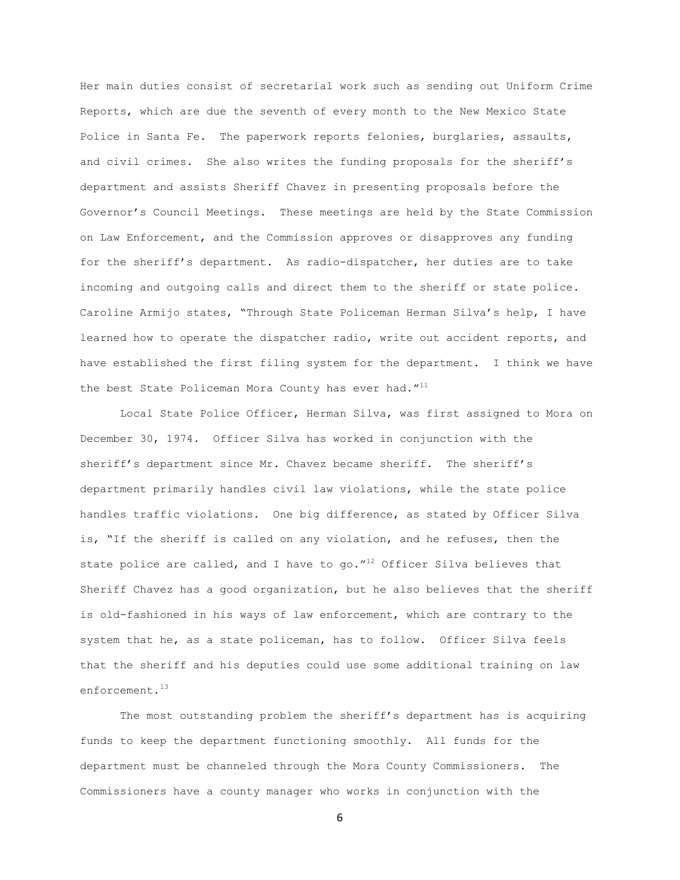Her main duties consist of secretarial work such as sending out Uniform Crime Reports, which are due the seventh of every month to the New Mexico State Police in Santa Fe. The paperwork reports felonies, burglaries, assaults, and civil crimes. She also writes the funding proposals for the sheriff's department and assists Sheriff Chavez in presenting proposals before the Governor's Council Meetings. These meetings are held by the State Commission on Law Enforcement, and the Commission approves or disapproves any funding for the sheriff's department. As radio-dispatcher, her duties are to take incoming and outgoing calls and direct them to the sheriff or state police. Caroline Armijo states, "Through State Policeman Herman Silva's help, I have learned how to operate the dispatcher radio, write out accident reports, and have established the first filing system for the department. I think we have the best State Policeman Mora County has ever had."[11]

Local State Police Officer, Herman Silva, was first assigned to Mora on December 30, 1974. Officer Silva has worked in conjunction with the sheriff's department since Mr. Chavez became sheriff. The sheriff's department primarily handles civil law violations, while the state police handles traffic violations. One big difference, as stated by Officer Silva is, "If the sheriff is called on any violation, and he refuses, then the state police are called, and I have to go."[12] Officer Silva believes that Sheriff Chavez has a good organization, but he also believes that the sheriff is old-fashioned in his ways of law enforcement, which are contrary to the system that he, as a state policeman, has to follow. Officer Silva feels that the sheriff and his deputies could use some additional training on law enforcement.[13]

The most outstanding problem the sheriff's department has is acquiring funds to keep the department functioning smoothly. All funds for the department must be channeled through the Mora County Commissioners. The Commissioners have a county manager who works in conjunction with the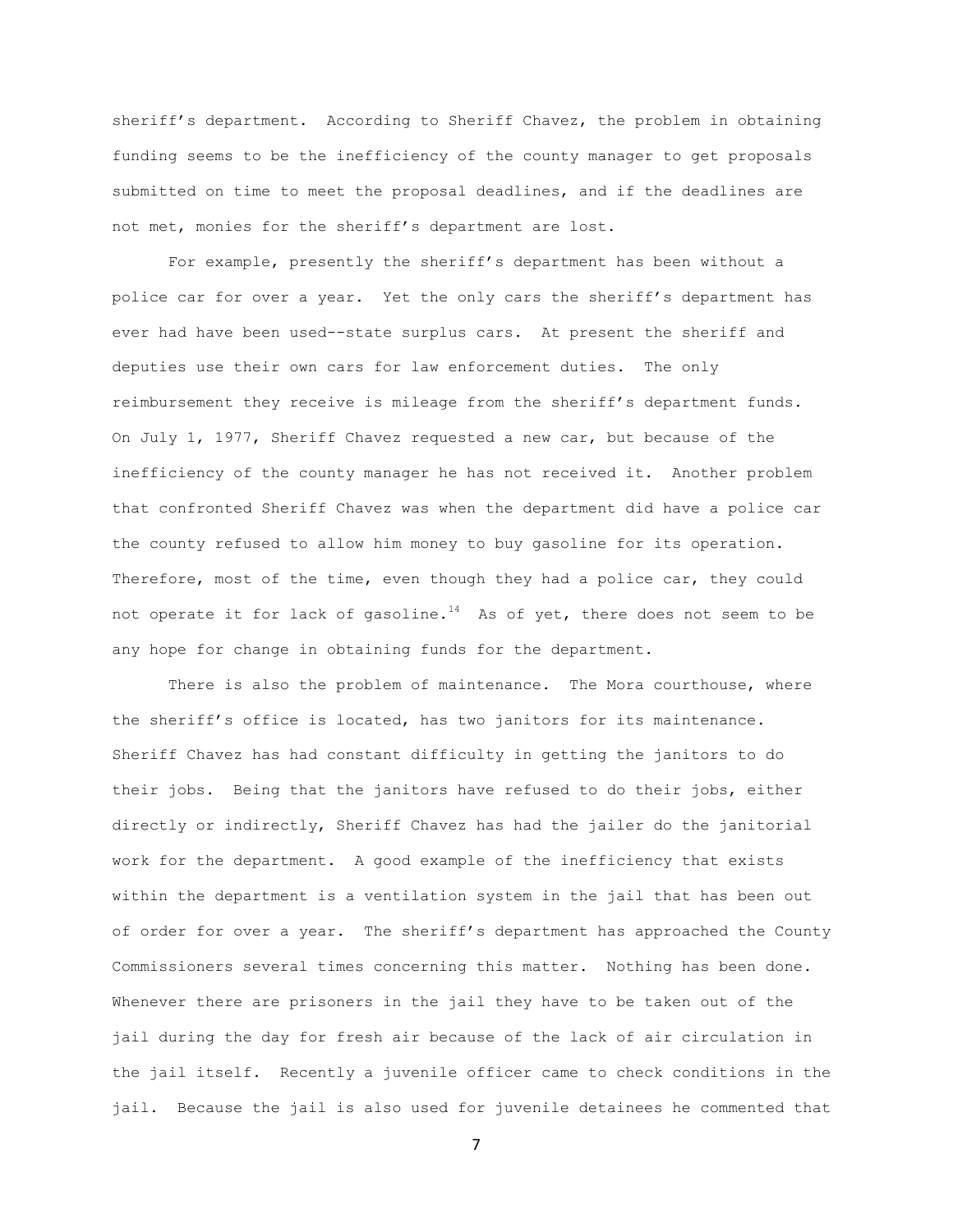sheriff's department. According to Sheriff Chavez, the problem in obtaining funding seems to be the inefficiency of the county manager to get proposals submitted on time to meet the proposal deadlines, and if the deadlines are not met, monies for the sheriff's department are lost.

For example, presently the sheriff's department has been without a police car for over a year. Yet the only cars the sheriff's department has ever had have been used--state surplus cars. At present the sheriff and deputies use their own cars for law enforcement duties. The only reimbursement they receive is mileage from the sheriff's department funds. On July 1, 1977, Sheriff Chavez requested a new car, but because of the inefficiency of the county manager he has not received it. Another problem that confronted Sheriff Chavez was when the department did have a police car the county refused to allow him money to buy gasoline for its operation. Therefore, most of the time, even though they had a police car, they could not operate it for lack of gasoline.[14] As of yet, there does not seem to be any hope for change in obtaining funds for the department.

There is also the problem of maintenance. The Mora courthouse, where the sheriff's office is located, has two janitors for its maintenance. Sheriff Chavez has had constant difficulty in getting the janitors to do their jobs. Being that the janitors have refused to do their jobs, either directly or indirectly, Sheriff Chavez has had the jailer do the janitorial work for the department. A good example of the inefficiency that exists within the department is a ventilation system in the jail that has been out of order for over a year. The sheriff's department has approached the County Commissioners several times concerning this matter. Nothing has been done. Whenever there are prisoners in the jail they have to be taken out of the jail during the day for fresh air because of the lack of air circulation in the jail itself. Recently a juvenile officer came to check conditions in the jail. Because the jail is also used for juvenile detainees he commented that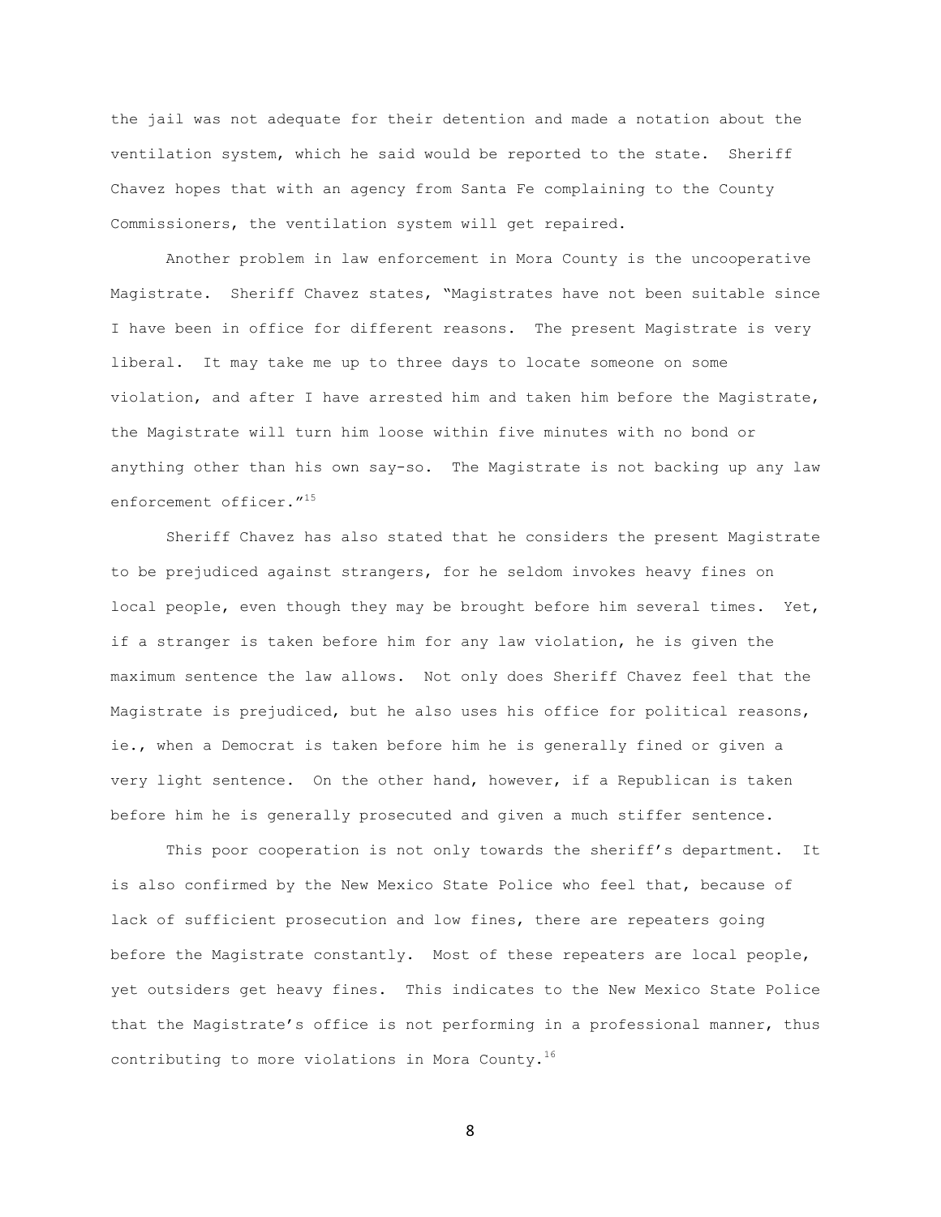the jail was not adequate for their detention and made a notation about the ventilation system, which he said would be reported to the state. Sheriff Chavez hopes that with an agency from Santa Fe complaining to the County Commissioners, the ventilation system will get repaired.

Another problem in law enforcement in Mora County is the uncooperative Magistrate. Sheriff Chavez states, "Magistrates have not been suitable since I have been in office for different reasons. The present Magistrate is very liberal. It may take me up to three days to locate someone on some violation, and after I have arrested him and taken him before the Magistrate, the Magistrate will turn him loose within five minutes with no bond or anything other than his own say-so. The Magistrate is not backing up any law enforcement officer."[15]

Sheriff Chavez has also stated that he considers the present Magistrate to be prejudiced against strangers, for he seldom invokes heavy fines on local people, even though they may be brought before him several times. Yet, if a stranger is taken before him for any law violation, he is given the maximum sentence the law allows. Not only does Sheriff Chavez feel that the Magistrate is prejudiced, but he also uses his office for political reasons, ie., when a Democrat is taken before him he is generally fined or given a very light sentence. On the other hand, however, if a Republican is taken before him he is generally prosecuted and given a much stiffer sentence.

This poor cooperation is not only towards the sheriff's department. It is also confirmed by the New Mexico State Police who feel that, because of lack of sufficient prosecution and low fines, there are repeaters going before the Magistrate constantly. Most of these repeaters are local people, yet outsiders get heavy fines. This indicates to the New Mexico State Police that the Magistrate's office is not performing in a professional manner, thus contributing to more violations in Mora County.[16]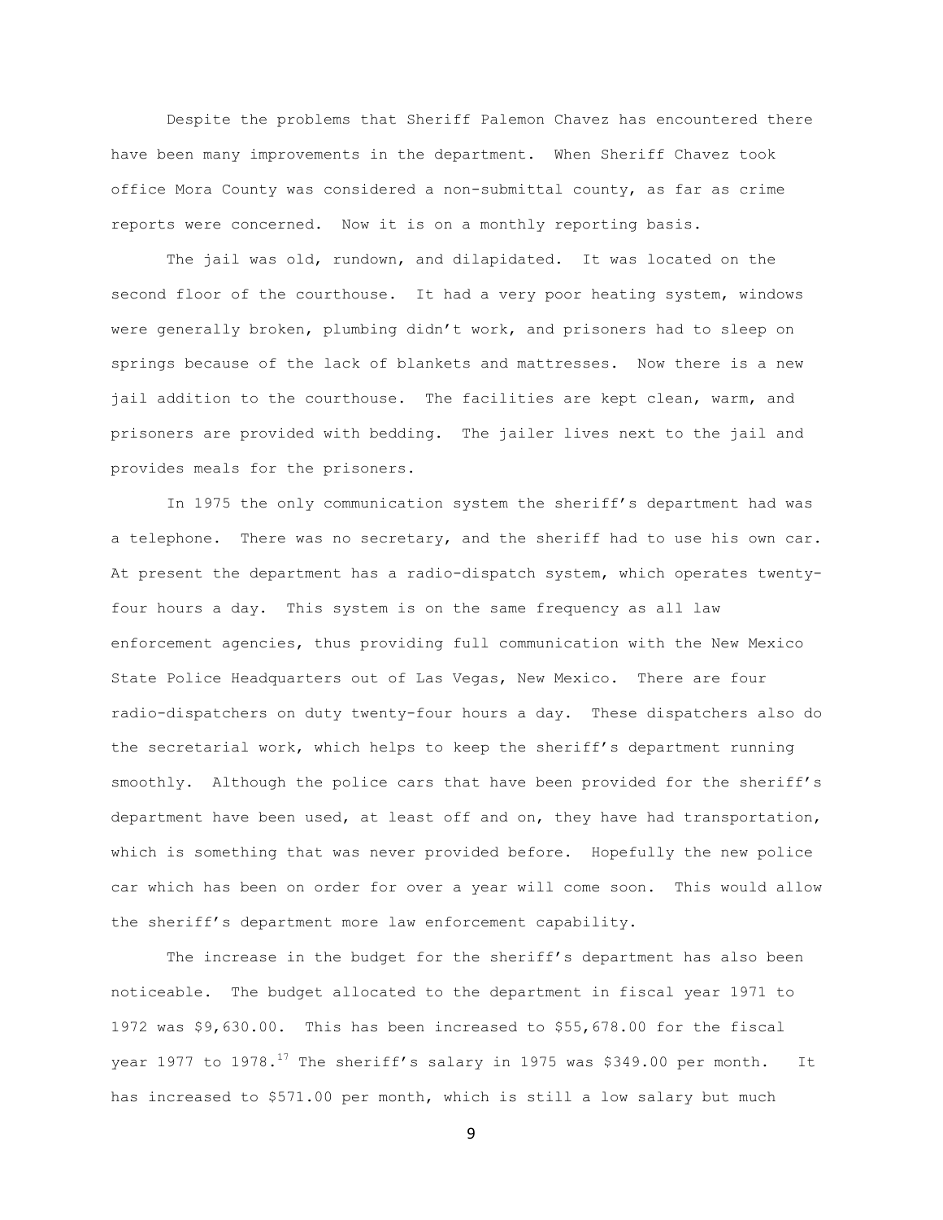Despite the problems that Sheriff Palemon Chavez has encountered there have been many improvements in the department. When Sheriff Chavez took office Mora County was considered a non-submittal county, as far as crime reports were concerned. Now it is on a monthly reporting basis.

The jail was old, rundown, and dilapidated. It was located on the second floor of the courthouse. It had a very poor heating system, windows were generally broken, plumbing didn't work, and prisoners had to sleep on springs because of the lack of blankets and mattresses. Now there is a new jail addition to the courthouse. The facilities are kept clean, warm, and prisoners are provided with bedding. The jailer lives next to the jail and provides meals for the prisoners.

In 1975 the only communication system the sheriff's department had was a telephone. There was no secretary, and the sheriff had to use his own car. At present the department has a radio-dispatch system, which operates twenty-four hours a day. This system is on the same frequency as all law enforcement agencies, thus providing full communication with the New Mexico State Police Headquarters out of Las Vegas, New Mexico. There are four radio-dispatchers on duty twenty-four hours a day. These dispatchers also do the secretarial work, which helps to keep the sheriff's department running smoothly. Although the police cars that have been provided for the sheriff's department have been used, at least off and on, they have had transportation, which is something that was never provided before. Hopefully the new police car which has been on order for over a year will come soon. This would allow the sheriff's department more law enforcement capability.

The increase in the budget for the sheriff's department has also been noticeable. The budget allocated to the department in fiscal year 1971 to 1972 was $9,630.00. This has been increased to $55,678.00 for the fiscal year 1977 to 1978.[17] The sheriff's salary in 1975 was $349.00 per month. It has increased to $571.00 per month, which is still a low salary but much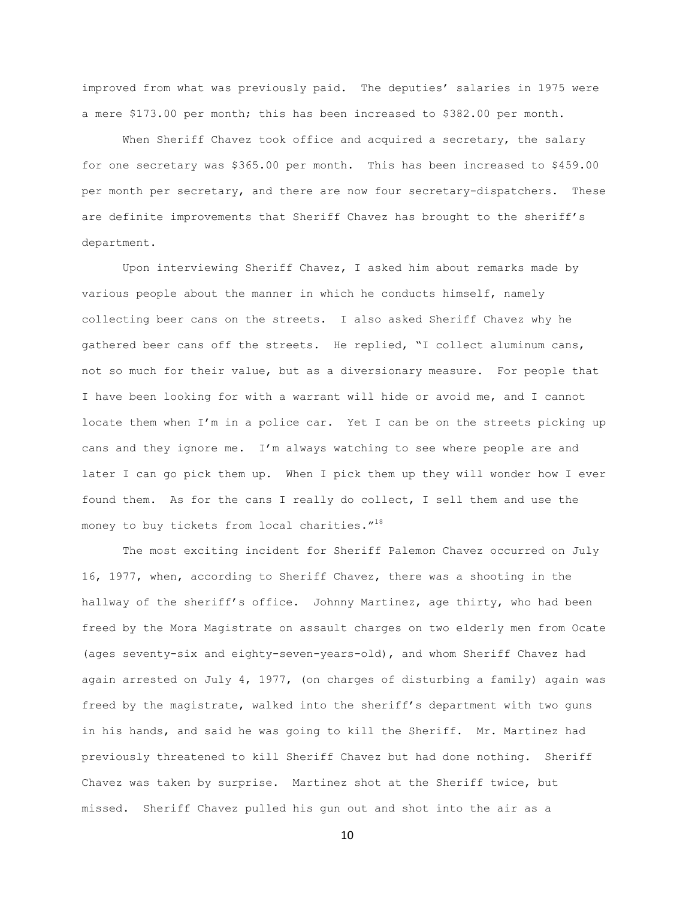improved from what was previously paid. The deputies' salaries in 1975 were a mere $173.00 per month; this has been increased to $382.00 per month.

When Sheriff Chavez took office and acquired a secretary, the salary for one secretary was $365.00 per month. This has been increased to $459.00 per month per secretary, and there are now four secretary-dispatchers. These are definite improvements that Sheriff Chavez has brought to the sheriff's department.

Upon interviewing Sheriff Chavez, I asked him about remarks made by various people about the manner in which he conducts himself, namely collecting beer cans on the streets. I also asked Sheriff Chavez why he gathered beer cans off the streets. He replied, "I collect aluminum cans, not so much for their value, but as a diversionary measure. For people that I have been looking for with a warrant will hide or avoid me, and I cannot locate them when I'm in a police car. Yet I can be on the streets picking up cans and they ignore me. I'm always watching to see where people are and later I can go pick them up. When I pick them up they will wonder how I ever found them. As for the cans I really do collect, I sell them and use the money to buy tickets from local charities."[18]

The most exciting incident for Sheriff Palemon Chavez occurred on July 16, 1977, when, according to Sheriff Chavez, there was a shooting in the hallway of the sheriff's office. Johnny Martinez, age thirty, who had been freed by the Mora Magistrate on assault charges on two elderly men from Ocate (ages seventy-six and eighty-seven-years-old), and whom Sheriff Chavez had again arrested on July 4, 1977, (on charges of disturbing a family) again was freed by the magistrate, walked into the sheriff's department with two guns in his hands, and said he was going to kill the Sheriff. Mr. Martinez had previously threatened to kill Sheriff Chavez but had done nothing. Sheriff Chavez was taken by surprise. Martinez shot at the Sheriff twice, but missed. Sheriff Chavez pulled his gun out and shot into the air as a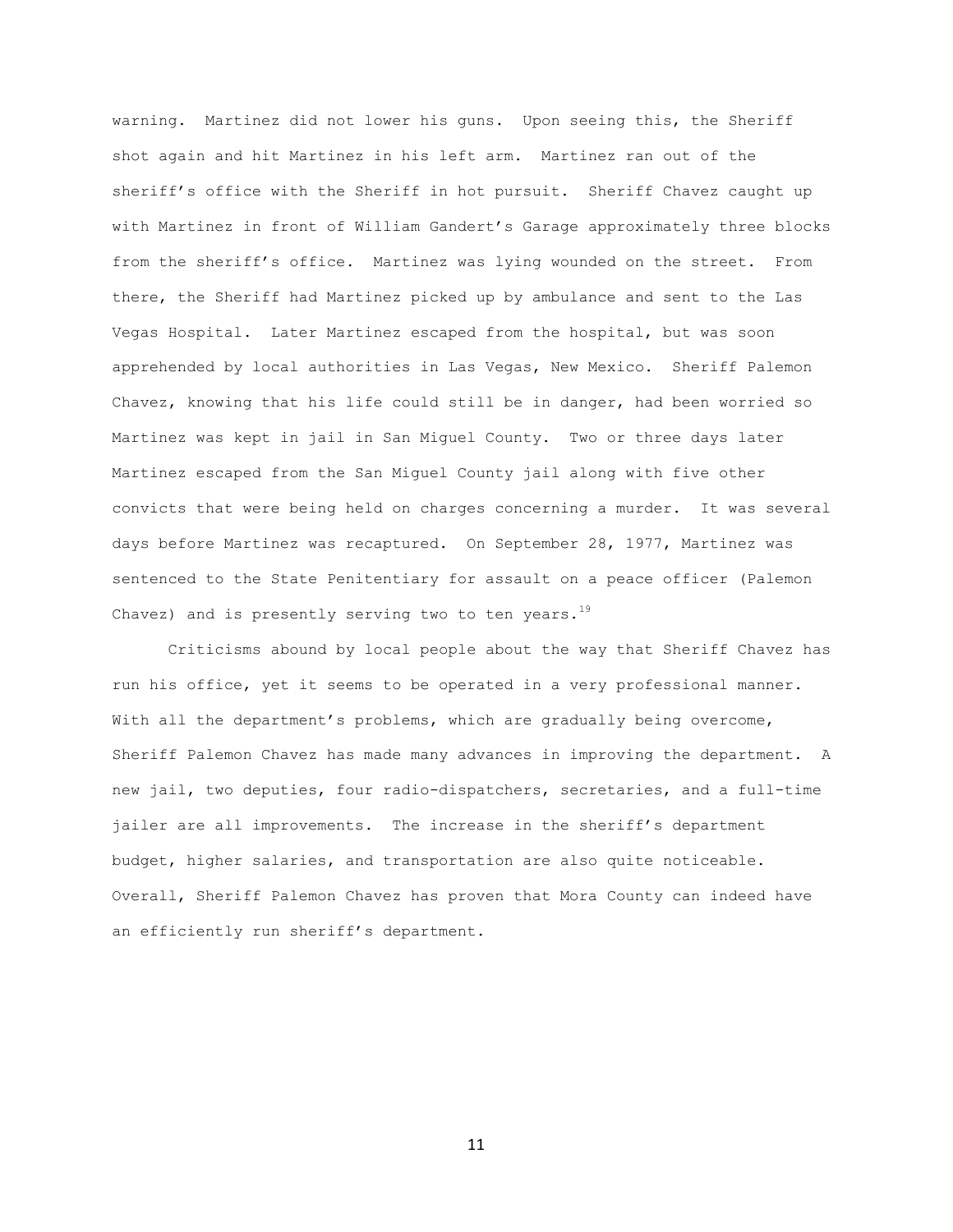warning. Martinez did not lower his guns. Upon seeing this, the Sheriff shot again and hit Martinez in his left arm. Martinez ran out of the sheriff's office with the Sheriff in hot pursuit. Sheriff Chavez caught up with Martinez in front of William Gandert's Garage approximately three blocks from the sheriff's office. Martinez was lying wounded on the street. From there, the Sheriff had Martinez picked up by ambulance and sent to the Las Vegas Hospital. Later Martinez escaped from the hospital, but was soon apprehended by local authorities in Las Vegas, New Mexico. Sheriff Palemon Chavez, knowing that his life could still be in danger, had been worried so Martinez was kept in jail in San Miguel County. Two or three days later Martinez escaped from the San Miguel County jail along with five other convicts that were being held on charges concerning a murder. It was several days before Martinez was recaptured. On September 28, 1977, Martinez was sentenced to the State Penitentiary for assault on a peace officer (Palemon Chavez) and is presently serving two to ten years.[19]

Criticisms abound by local people about the way that Sheriff Chavez has run his office, yet it seems to be operated in a very professional manner. With all the department's problems, which are gradually being overcome, Sheriff Palemon Chavez has made many advances in improving the department. A new jail, two deputies, four radio-dispatchers, secretaries, and a full-time jailer are all improvements. The increase in the sheriff's department budget, higher salaries, and transportation are also quite noticeable. Overall, Sheriff Palemon Chavez has proven that Mora County can indeed have an efficiently run sheriff's department.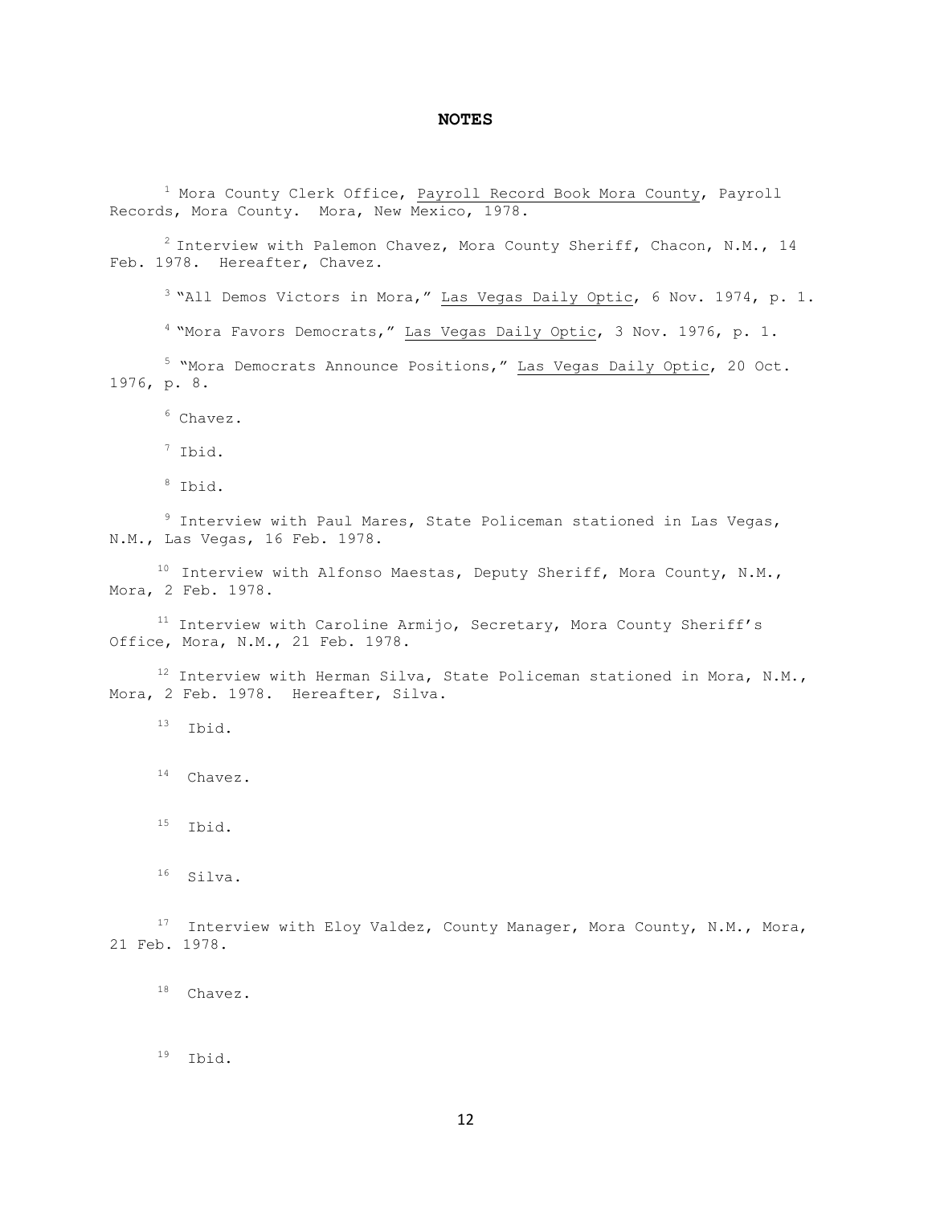# NOTES

[1] Mora County Clerk Office, Payroll Record Book Mora County, Payroll Records, Mora County. Mora, New Mexico, 1978.

[2] Interview with Palemon Chavez, Mora County Sheriff, Chacon, N.M., 14 Feb. 1978. Hereafter, Chavez.

[3] "All Demos Victors in Mora," Las Vegas Daily Optic, 6 Nov. 1974, p. 1.

[4] "Mora Favors Democrats," Las Vegas Daily Optic, 3 Nov. 1976, p. 1.

[5] "Mora Democrats Announce Positions," Las Vegas Daily Optic, 20 Oct. 1976, p. 8.

[6] Chavez.

[7] Ibid.

[8] Ibid.

[9] Interview with Paul Mares, State Policeman stationed in Las Vegas, N.M., Las Vegas, 16 Feb. 1978.

[10] Interview with Alfonso Maestas, Deputy Sheriff, Mora County, N.M., Mora, 2 Feb. 1978.

[11] Interview with Caroline Armijo, Secretary, Mora County Sheriff's Office, Mora, N.M., 21 Feb. 1978.

[12] Interview with Herman Silva, State Policeman stationed in Mora, N.M., Mora, 2 Feb. 1978. Hereafter, Silva.

[13] Ibid.

[14] Chavez.

[15] Ibid.

[16] Silva.

[17] Interview with Eloy Valdez, County Manager, Mora County, N.M., Mora, 21 Feb. 1978.

[18] Chavez.

[19] Ibid.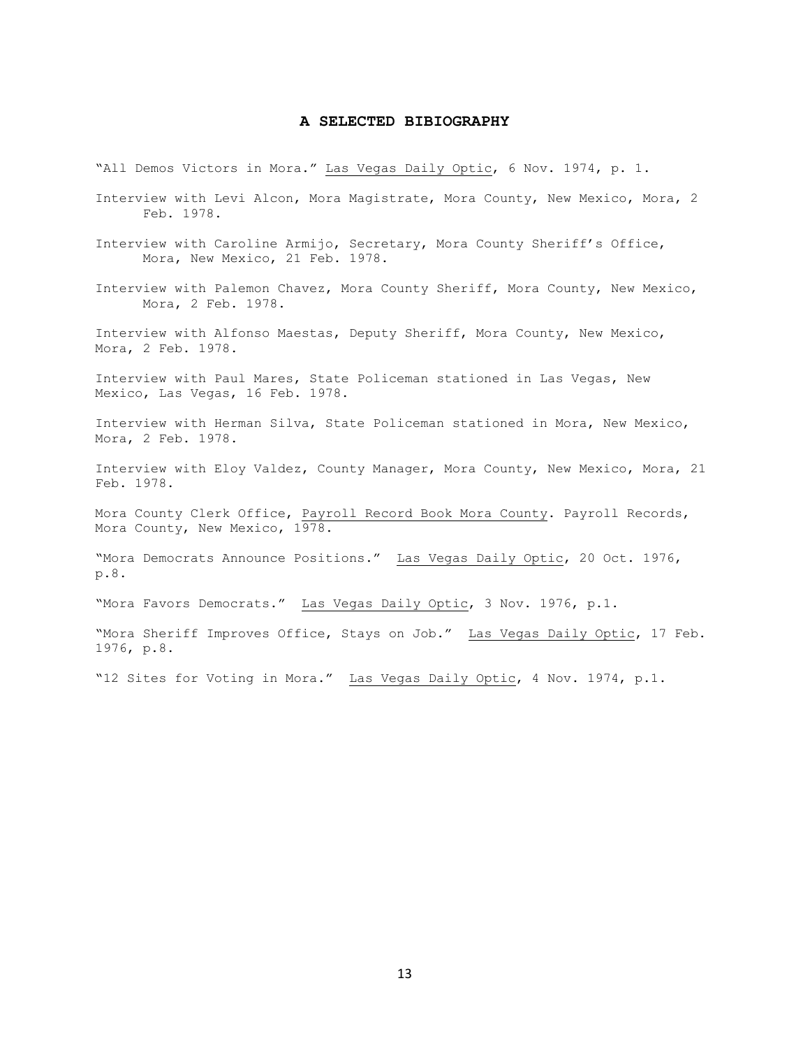## A SELECTED BIBIOGRAPHY

"All Demos Victors in Mora." Las Vegas Daily Optic, 6 Nov. 1974, p. 1.

Interview with Levi Alcon, Mora Magistrate, Mora County, New Mexico, Mora, 2 Feb. 1978.

Interview with Caroline Armijo, Secretary, Mora County Sheriff's Office, Mora, New Mexico, 21 Feb. 1978.

Interview with Palemon Chavez, Mora County Sheriff, Mora County, New Mexico, Mora, 2 Feb. 1978.

Interview with Alfonso Maestas, Deputy Sheriff, Mora County, New Mexico, Mora, 2 Feb. 1978.

Interview with Paul Mares, State Policeman stationed in Las Vegas, New Mexico, Las Vegas, 16 Feb. 1978.

Interview with Herman Silva, State Policeman stationed in Mora, New Mexico, Mora, 2 Feb. 1978.

Interview with Eloy Valdez, County Manager, Mora County, New Mexico, Mora, 21 Feb. 1978.

Mora County Clerk Office, Payroll Record Book Mora County. Payroll Records, Mora County, New Mexico, 1978.

"Mora Democrats Announce Positions." Las Vegas Daily Optic, 20 Oct. 1976, p.8.

"Mora Favors Democrats." Las Vegas Daily Optic, 3 Nov. 1976, p.1.

"Mora Sheriff Improves Office, Stays on Job." Las Vegas Daily Optic, 17 Feb. 1976, p.8.

"12 Sites for Voting in Mora." Las Vegas Daily Optic, 4 Nov. 1974, p.1.